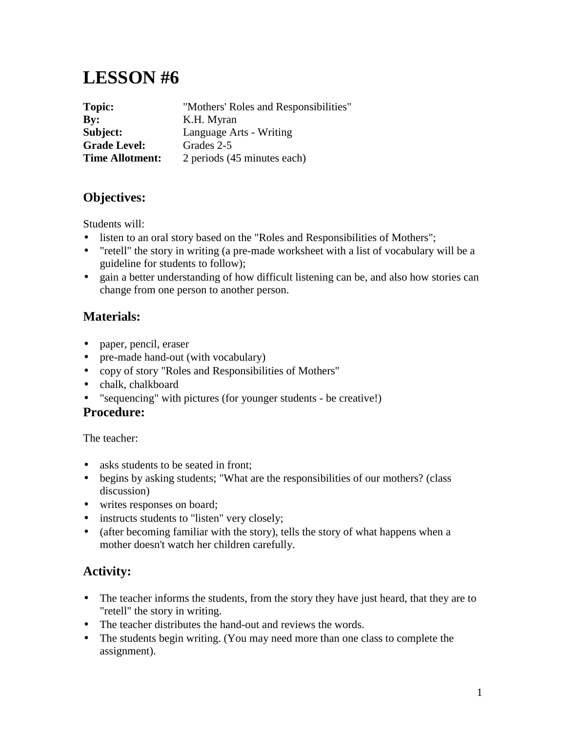# LESSON #6

**Topic:** "Mothers' Roles and Responsibilities"
**By:** K.H. Myran
**Subject:** Language Arts - Writing
**Grade Level:** Grades 2-5
**Time Allotment:** 2 periods (45 minutes each)

## Objectives:

Students will:

- listen to an oral story based on the "Roles and Responsibilities of Mothers";
- "retell" the story in writing (a pre-made worksheet with a list of vocabulary will be a guideline for students to follow);
- gain a better understanding of how difficult listening can be, and also how stories can change from one person to another person.

## Materials:

- paper, pencil, eraser
- pre-made hand-out (with vocabulary)
- copy of story "Roles and Responsibilities of Mothers"
- chalk, chalkboard
- "sequencing" with pictures (for younger students - be creative!)

## Procedure:

The teacher:

- asks students to be seated in front;
- begins by asking students; "What are the responsibilities of our mothers? (class discussion)
- writes responses on board;
- instructs students to "listen" very closely;
- (after becoming familiar with the story), tells the story of what happens when a mother doesn't watch her children carefully.

## Activity:

- The teacher informs the students, from the story they have just heard, that they are to "retell" the story in writing.
- The teacher distributes the hand-out and reviews the words.
- The students begin writing. (You may need more than one class to complete the assignment).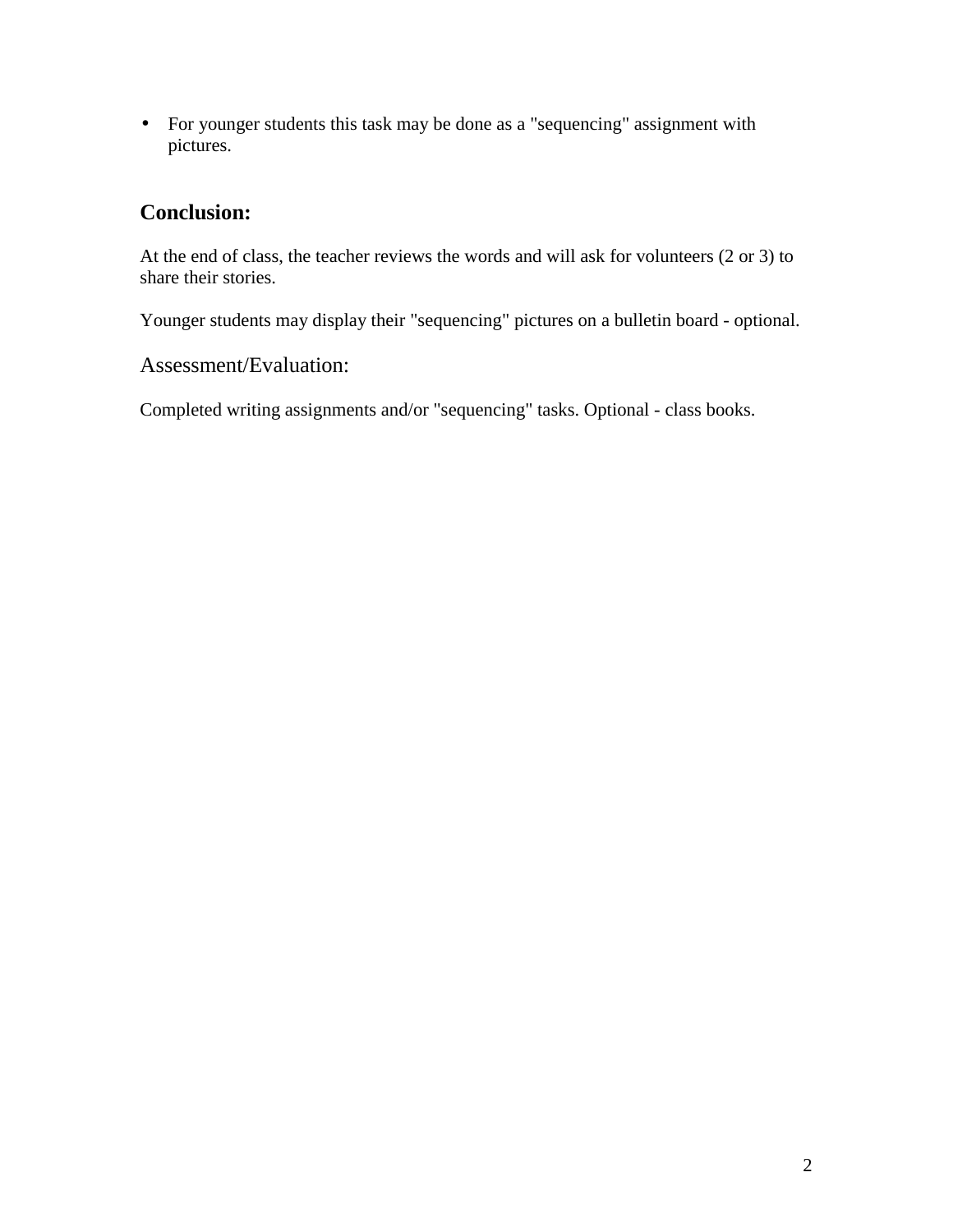- For younger students this task may be done as a "sequencing" assignment with pictures.

## Conclusion:

At the end of class, the teacher reviews the words and will ask for volunteers (2 or 3) to share their stories.

Younger students may display their "sequencing" pictures on a bulletin board - optional.

## Assessment/Evaluation:

Completed writing assignments and/or "sequencing" tasks. Optional - class books.